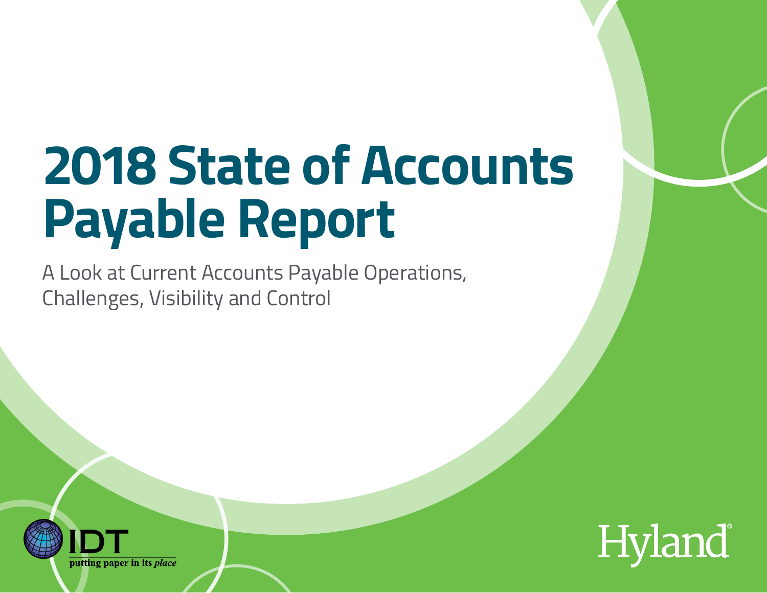# 2018 State of Accounts Payable Report

A Look at Current Accounts Payable Operations, Challenges, Visibility and Control

IDT

putting paper in its *place*

Hyland®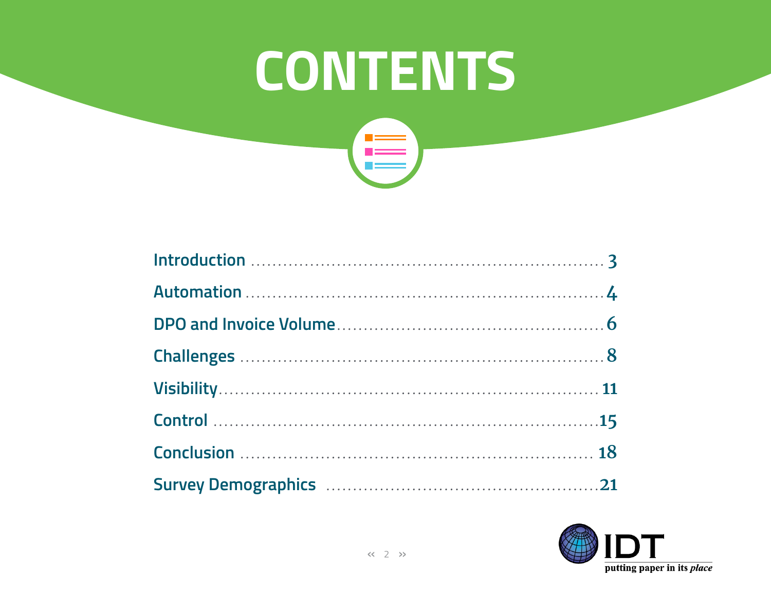# CONTENTS

Introduction ........................................................ 3

Automation ........................................................ 4

DPO and Invoice Volume ........................................ 6

Challenges ........................................................ 8

Visibility ........................................................ 11

Control ........................................................ 15

Conclusion ........................................................ 18

Survey Demographics ........................................ 21

IDT
putting paper in its *place*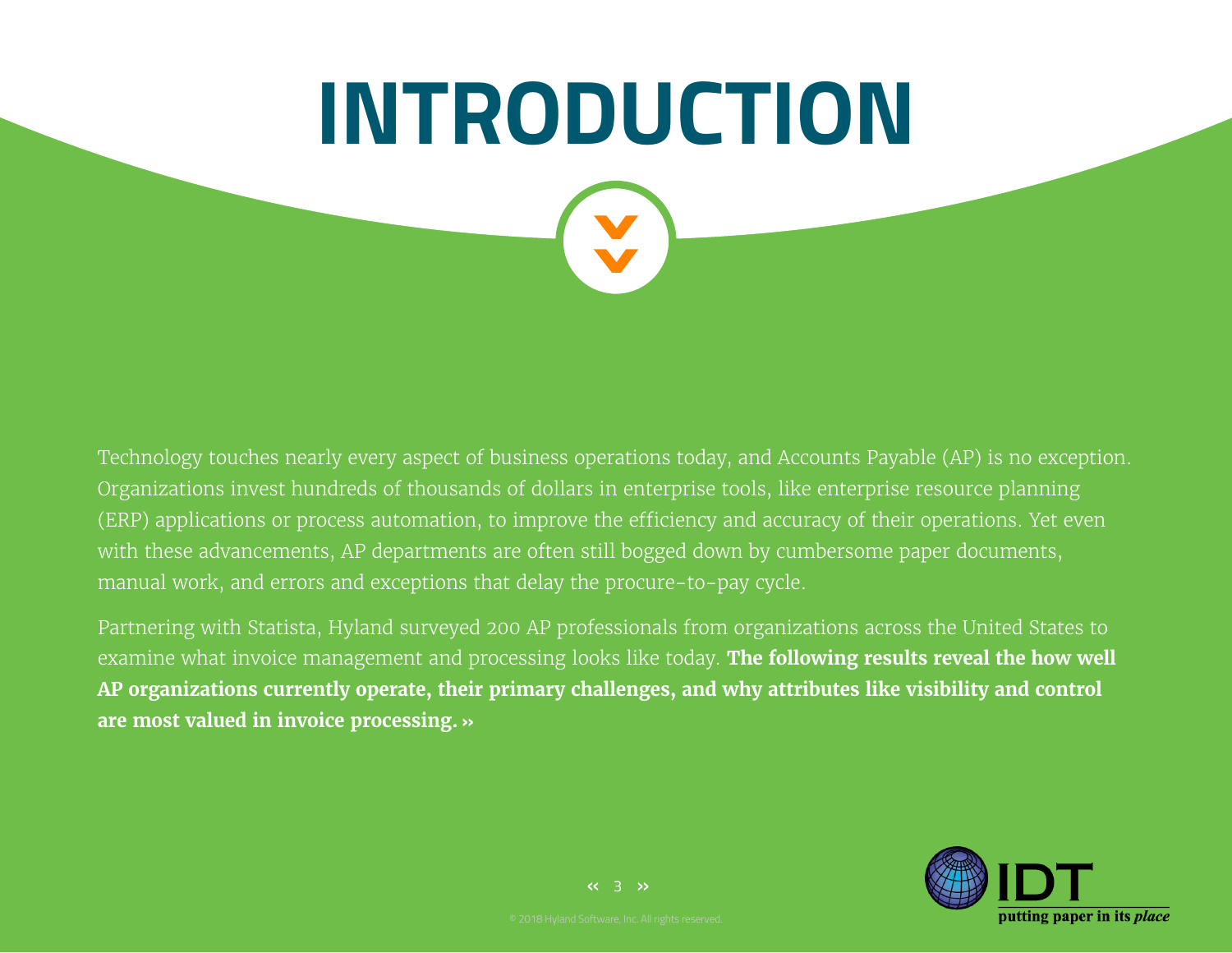# INTRODUCTION

Technology touches nearly every aspect of business operations today, and Accounts Payable (AP) is no exception. Organizations invest hundreds of thousands of dollars in enterprise tools, like enterprise resource planning (ERP) applications or process automation, to improve the efficiency and accuracy of their operations. Yet even with these advancements, AP departments are often still bogged down by cumbersome paper documents, manual work, and errors and exceptions that delay the procure-to-pay cycle.

Partnering with Statista, Hyland surveyed 200 AP professionals from organizations across the United States to examine what invoice management and processing looks like today. **The following results reveal the how well AP organizations currently operate, their primary challenges, and why attributes like visibility and control are most valued in invoice processing. »**

© 2018 Hyland Software, Inc. All rights reserved.

IDT putting paper in its *place*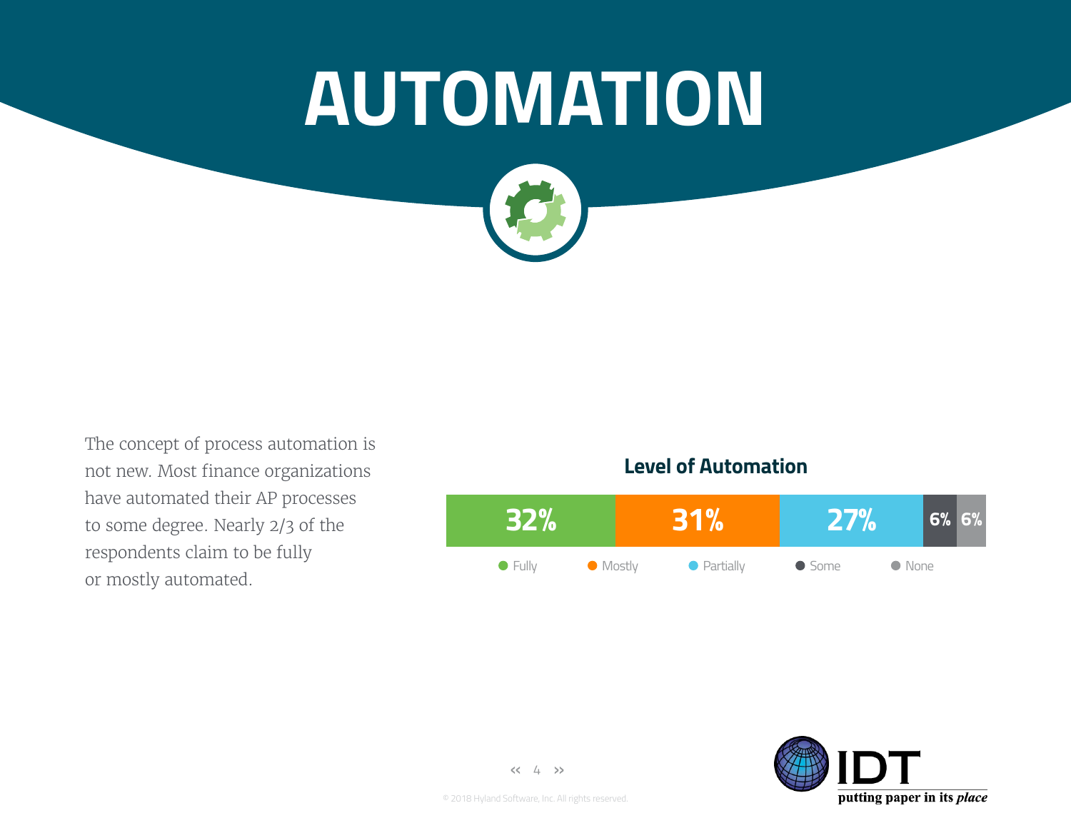# AUTOMATION

The concept of process automation is not new. Most finance organizations have automated their AP processes to some degree. Nearly 2/3 of the respondents claim to be fully or mostly automated.

**Level of Automation**

| Fully | Mostly | Partially | Some | None |
|---|---|---|---|---|
| 32% | 31% | 27% | 6% | 6% |

© 2018 Hyland Software, Inc. All rights reserved.

IDT putting paper in its *place*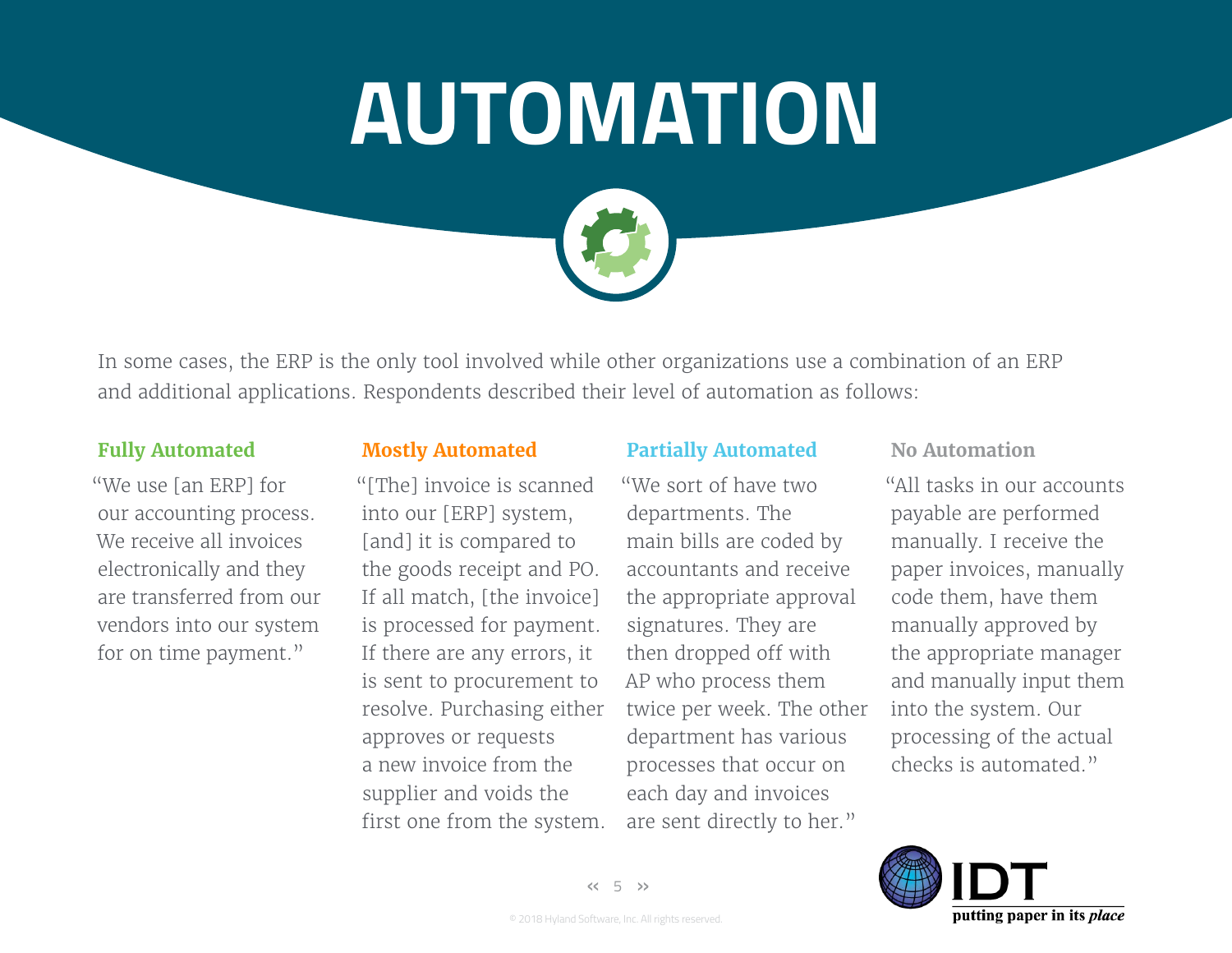# AUTOMATION

In some cases, the ERP is the only tool involved while other organizations use a combination of an ERP and additional applications. Respondents described their level of automation as follows:

### Fully Automated

"We use [an ERP] for our accounting process. We receive all invoices electronically and they are transferred from our vendors into our system for on time payment."

### Mostly Automated

"[The] invoice is scanned into our [ERP] system, [and] it is compared to the goods receipt and PO. If all match, [the invoice] is processed for payment. If there are any errors, it is sent to procurement to resolve. Purchasing either approves or requests a new invoice from the supplier and voids the first one from the system.

### Partially Automated

"We sort of have two departments. The main bills are coded by accountants and receive the appropriate approval signatures. They are then dropped off with AP who process them twice per week. The other department has various processes that occur on each day and invoices are sent directly to her."

### No Automation

"All tasks in our accounts payable are performed manually. I receive the paper invoices, manually code them, have them manually approved by the appropriate manager and manually input them into the system. Our processing of the actual checks is automated."

© 2018 Hyland Software, Inc. All rights reserved.

IDT putting paper in its *place*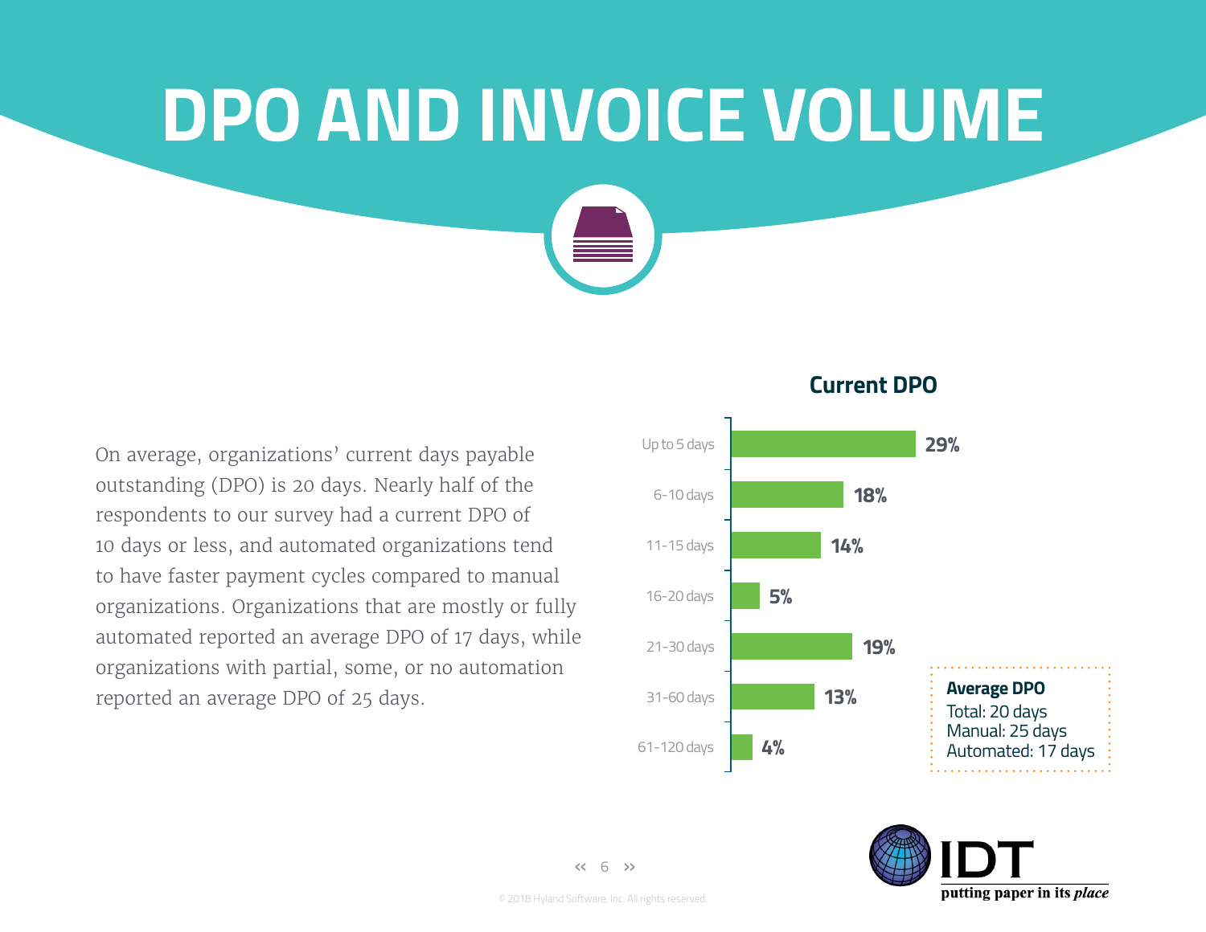# DPO AND INVOICE VOLUME

On average, organizations' current days payable outstanding (DPO) is 20 days. Nearly half of the respondents to our survey had a current DPO of 10 days or less, and automated organizations tend to have faster payment cycles compared to manual organizations. Organizations that are mostly or fully automated reported an average DPO of 17 days, while organizations with partial, some, or no automation reported an average DPO of 25 days.

## Current DPO

| Current DPO | % |
|---|---|
| Up to 5 days | 29% |
| 6-10 days | 18% |
| 11-15 days | 14% |
| 16-20 days | 5% |
| 21-30 days | 19% |
| 31-60 days | 13% |
| 61-120 days | 4% |

**Average DPO**
Total: 20 days
Manual: 25 days
Automated: 17 days

© 2018 Hyland Software, Inc. All rights reserved.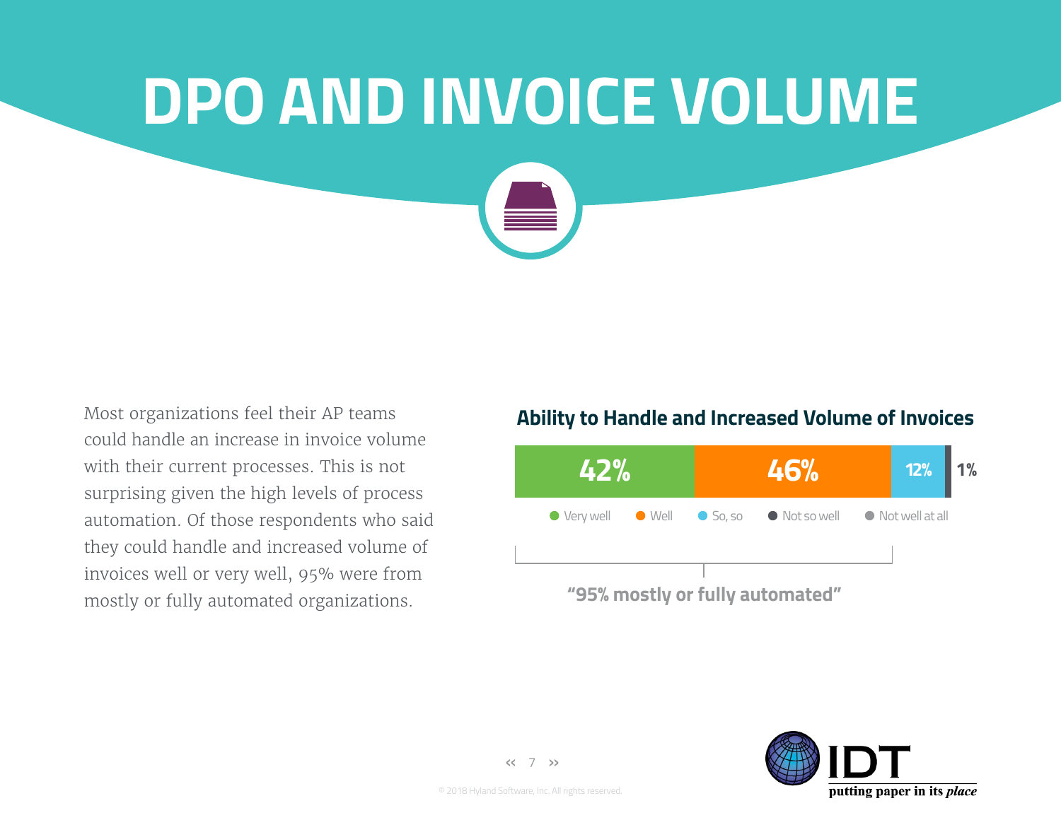# DPO AND INVOICE VOLUME

Most organizations feel their AP teams could handle an increase in invoice volume with their current processes. This is not surprising given the high levels of process automation. Of those respondents who said they could handle and increased volume of invoices well or very well, 95% were from mostly or fully automated organizations.

**Ability to Handle and Increased Volume of Invoices**

| Very well | Well | So, so | Not so well | Not well at all |
|---|---|---|---|---|
| 42% | 46% | 12% | 1% | |

"95% mostly or fully automated"

© 2018 Hyland Software, Inc. All rights reserved.

IDT putting paper in its *place*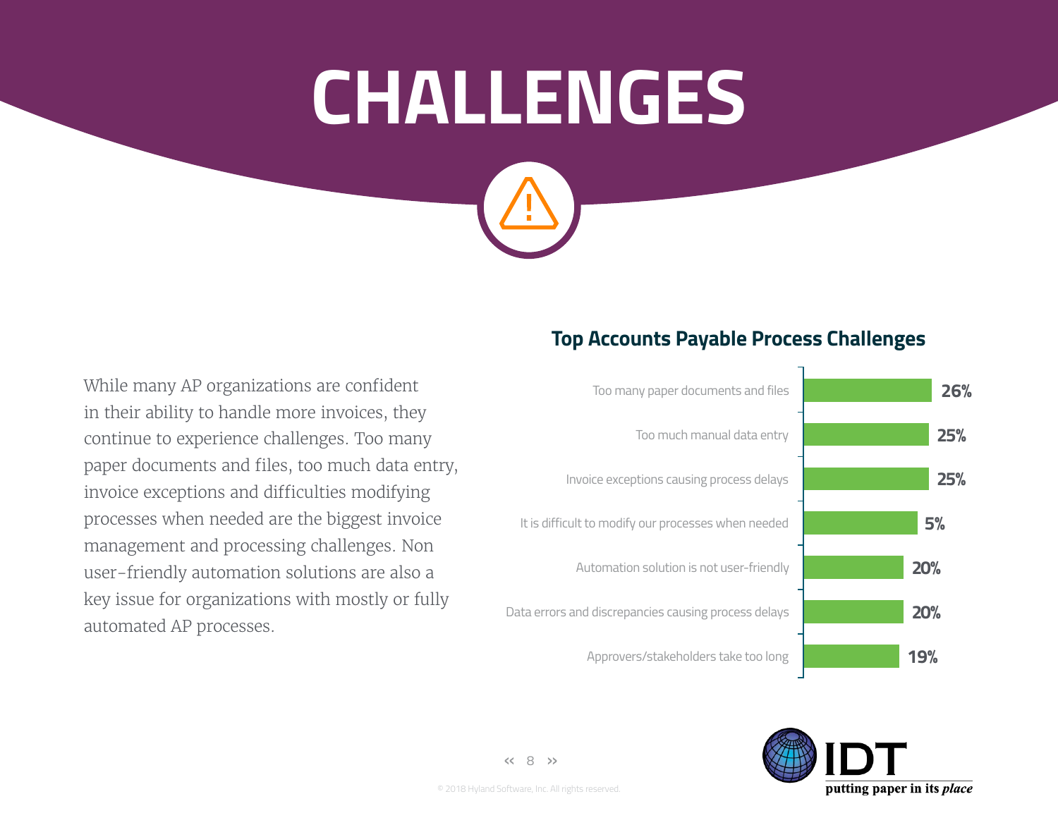# CHALLENGES

While many AP organizations are confident in their ability to handle more invoices, they continue to experience challenges. Too many paper documents and files, too much data entry, invoice exceptions and difficulties modifying processes when needed are the biggest invoice management and processing challenges. Non user-friendly automation solutions are also a key issue for organizations with mostly or fully automated AP processes.

## Top Accounts Payable Process Challenges

| Challenge | Percentage |
| --- | --- |
| Too many paper documents and files | 26% |
| Too much manual data entry | 25% |
| Invoice exceptions causing process delays | 25% |
| It is difficult to modify our processes when needed | 5% |
| Automation solution is not user-friendly | 20% |
| Data errors and discrepancies causing process delays | 20% |
| Approvers/stakeholders take too long | 19% |

© 2018 Hyland Software, Inc. All rights reserved.

IDT
putting paper in its *place*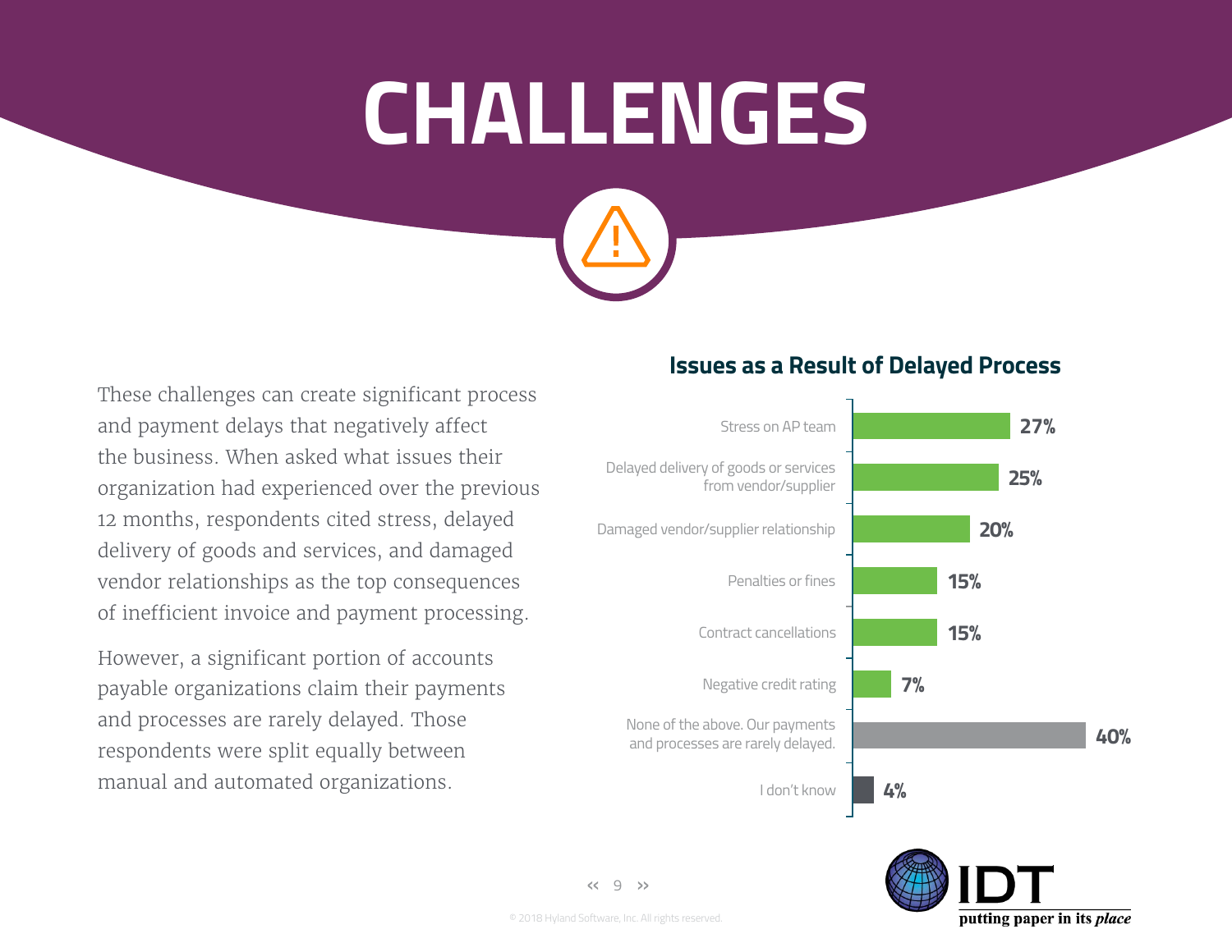# CHALLENGES

These challenges can create significant process and payment delays that negatively affect the business. When asked what issues their organization had experienced over the previous 12 months, respondents cited stress, delayed delivery of goods and services, and damaged vendor relationships as the top consequences of inefficient invoice and payment processing.

However, a significant portion of accounts payable organizations claim their payments and processes are rarely delayed. Those respondents were split equally between manual and automated organizations.

## Issues as a Result of Delayed Process

| Issue | Percentage |
| --- | --- |
| Stress on AP team | 27% |
| Delayed delivery of goods or services from vendor/supplier | 25% |
| Damaged vendor/supplier relationship | 20% |
| Penalties or fines | 15% |
| Contract cancellations | 15% |
| Negative credit rating | 7% |
| None of the above. Our payments and processes are rarely delayed. | 40% |
| I don't know | 4% |

IDT putting paper in its *place*

© 2018 Hyland Software, Inc. All rights reserved.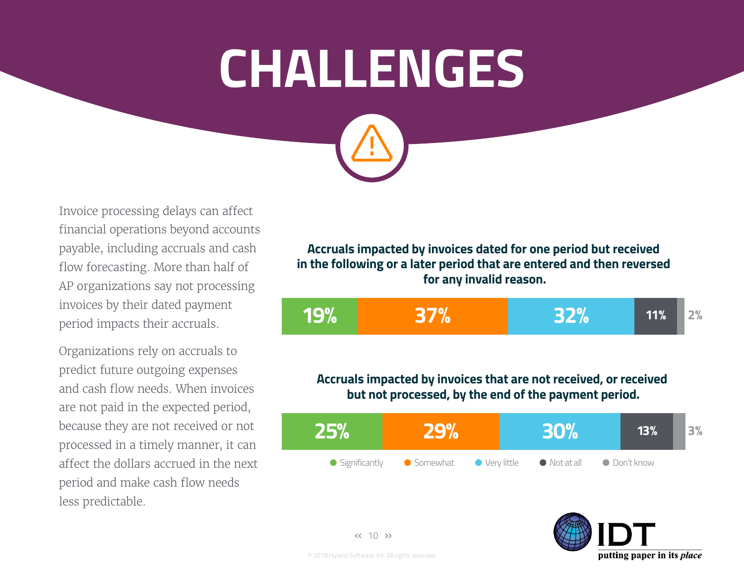# CHALLENGES

Invoice processing delays can affect financial operations beyond accounts payable, including accruals and cash flow forecasting. More than half of AP organizations say not processing invoices by their dated payment period impacts their accruals.

Organizations rely on accruals to predict future outgoing expenses and cash flow needs. When invoices are not paid in the expected period, because they are not received or not processed in a timely manner, it can affect the dollars accrued in the next period and make cash flow needs less predictable.

**Accruals impacted by invoices dated for one period but received in the following or a later period that are entered and then reversed for any invalid reason.**

| Significantly | Somewhat | Very little | Not at all | Don't know |
|---|---|---|---|---|
| 19% | 37% | 32% | 11% | 2% |

**Accruals impacted by invoices that are not received, or received but not processed, by the end of the payment period.**

| Significantly | Somewhat | Very little | Not at all | Don't know |
|---|---|---|---|---|
| 25% | 29% | 30% | 13% | 3% |

© 2018 Hyland Software, Inc. All rights reserved.

IDT putting paper in its *place*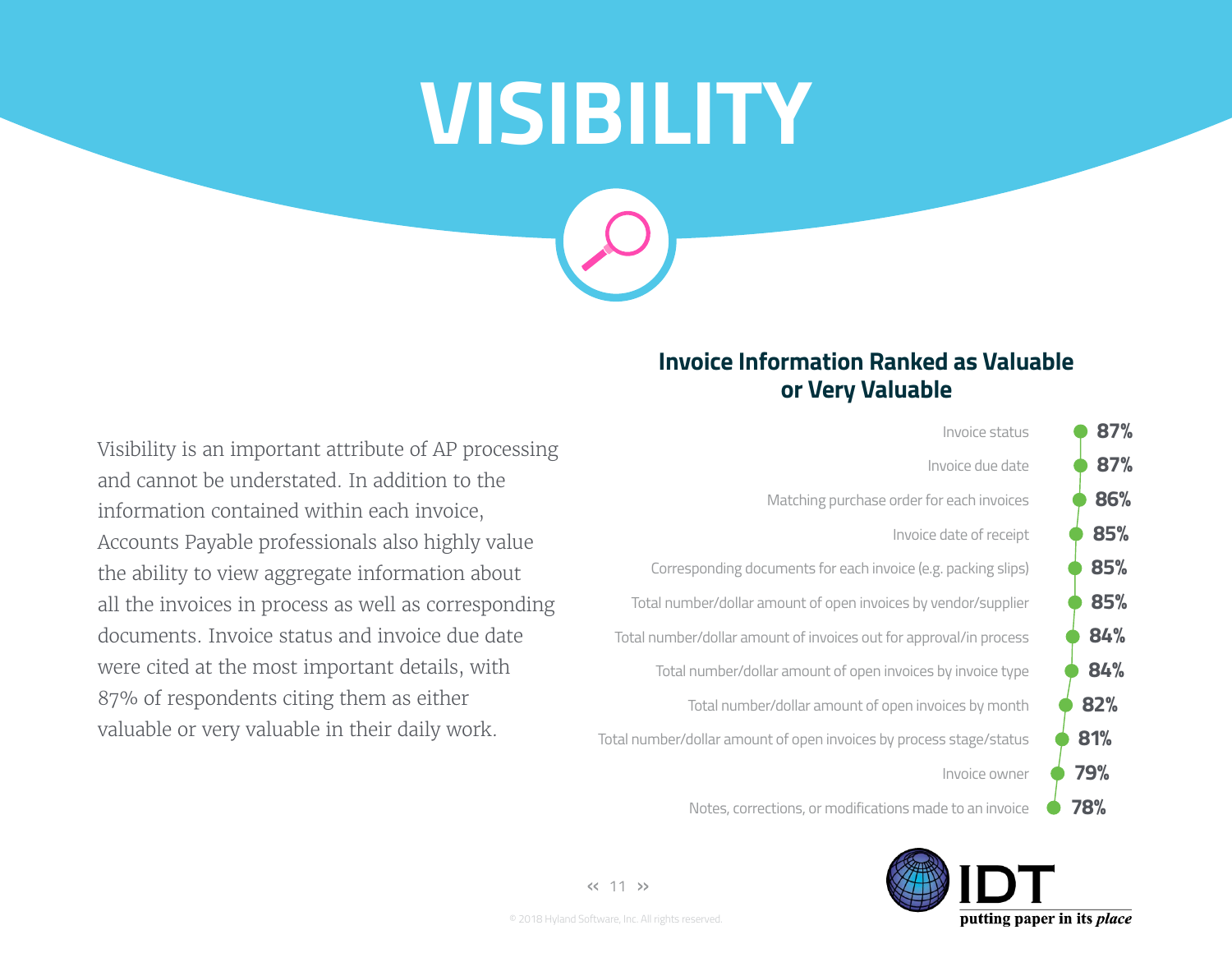# VISIBILITY

Visibility is an important attribute of AP processing and cannot be understated. In addition to the information contained within each invoice, Accounts Payable professionals also highly value the ability to view aggregate information about all the invoices in process as well as corresponding documents. Invoice status and invoice due date were cited at the most important details, with 87% of respondents citing them as either valuable or very valuable in their daily work.

## Invoice Information Ranked as Valuable or Very Valuable

| Invoice Information | % |
|---|---|
| Invoice status | 87% |
| Invoice due date | 87% |
| Matching purchase order for each invoices | 86% |
| Invoice date of receipt | 85% |
| Corresponding documents for each invoice (e.g. packing slips) | 85% |
| Total number/dollar amount of open invoices by vendor/supplier | 85% |
| Total number/dollar amount of invoices out for approval/in process | 84% |
| Total number/dollar amount of open invoices by invoice type | 84% |
| Total number/dollar amount of open invoices by month | 82% |
| Total number/dollar amount of open invoices by process stage/status | 81% |
| Invoice owner | 79% |
| Notes, corrections, or modifications made to an invoice | 78% |

© 2018 Hyland Software, Inc. All rights reserved.

IDT putting paper in its *place*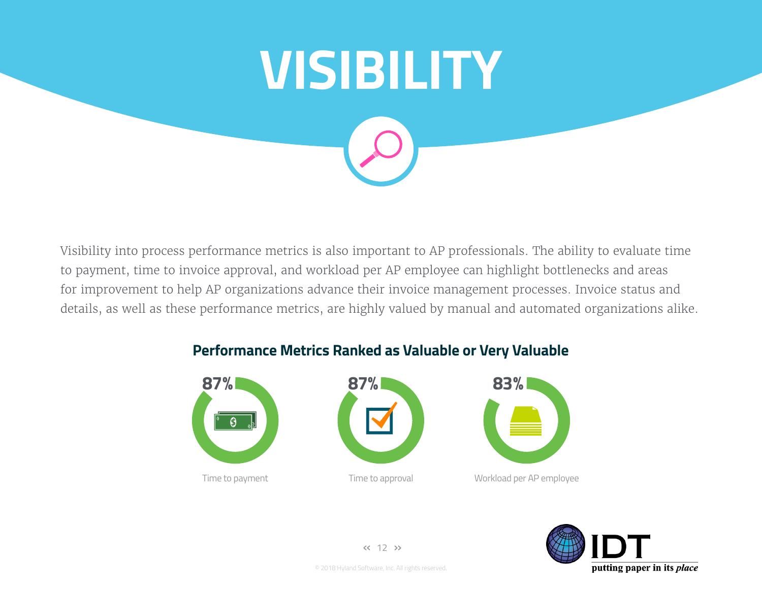# VISIBILITY

Visibility into process performance metrics is also important to AP professionals. The ability to evaluate time to payment, time to invoice approval, and workload per AP employee can highlight bottlenecks and areas for improvement to help AP organizations advance their invoice management processes. Invoice status and details, as well as these performance metrics, are highly valued by manual and automated organizations alike.

## Performance Metrics Ranked as Valuable or Very Valuable

| Metric | Percentage |
| --- | --- |
| Time to payment | 87% |
| Time to approval | 87% |
| Workload per AP employee | 83% |

© 2018 Hyland Software, Inc. All rights reserved.

IDT putting paper in its *place*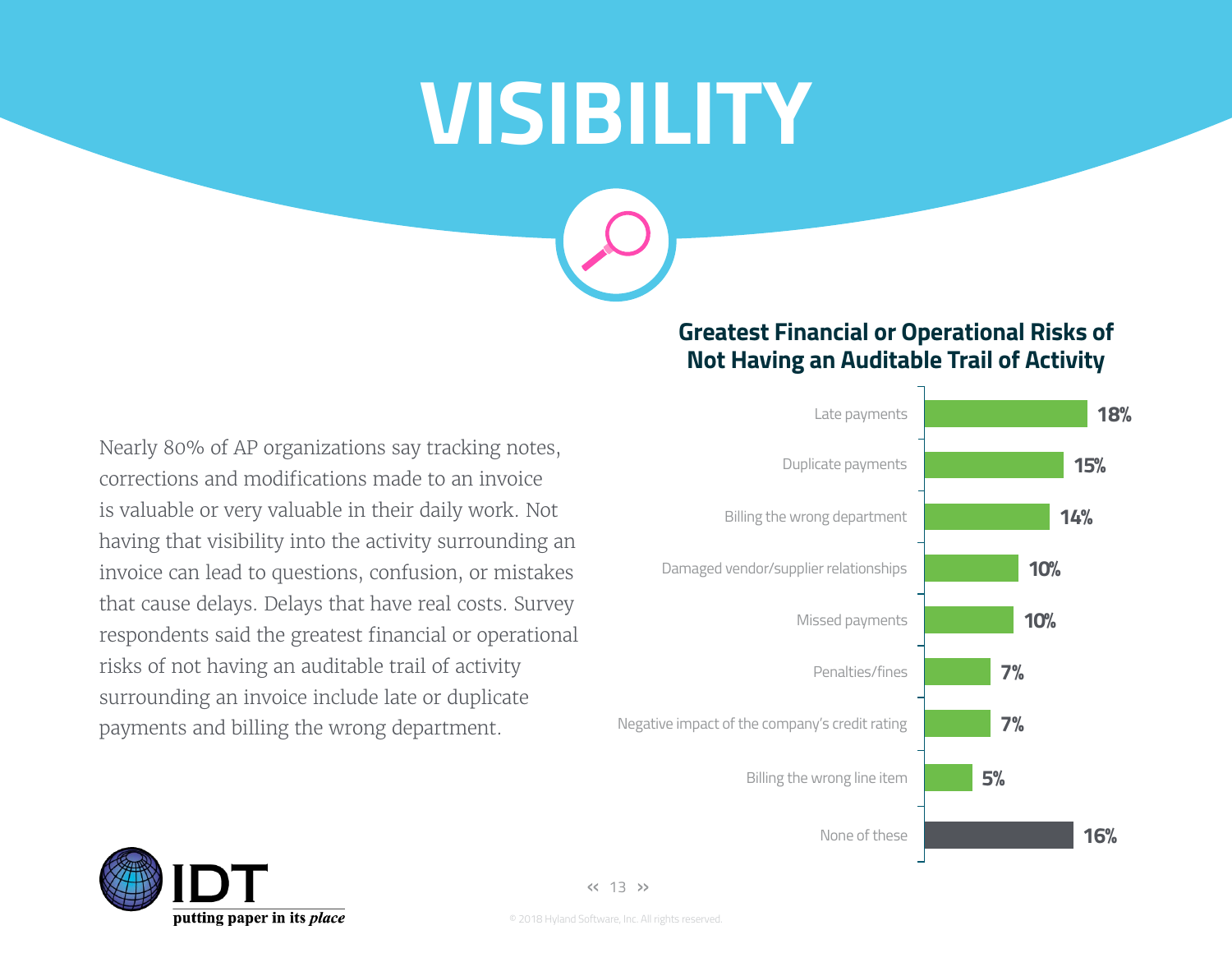# VISIBILITY

Nearly 80% of AP organizations say tracking notes, corrections and modifications made to an invoice is valuable or very valuable in their daily work. Not having that visibility into the activity surrounding an invoice can lead to questions, confusion, or mistakes that cause delays. Delays that have real costs. Survey respondents said the greatest financial or operational risks of not having an auditable trail of activity surrounding an invoice include late or duplicate payments and billing the wrong department.

## Greatest Financial or Operational Risks of Not Having an Auditable Trail of Activity

| Risk | Percentage |
|---|---|
| Late payments | 18% |
| Duplicate payments | 15% |
| Billing the wrong department | 14% |
| Damaged vendor/supplier relationships | 10% |
| Missed payments | 10% |
| Penalties/fines | 7% |
| Negative impact of the company's credit rating | 7% |
| Billing the wrong line item | 5% |
| None of these | 16% |

IDT
putting paper in its *place*

© 2018 Hyland Software, Inc. All rights reserved.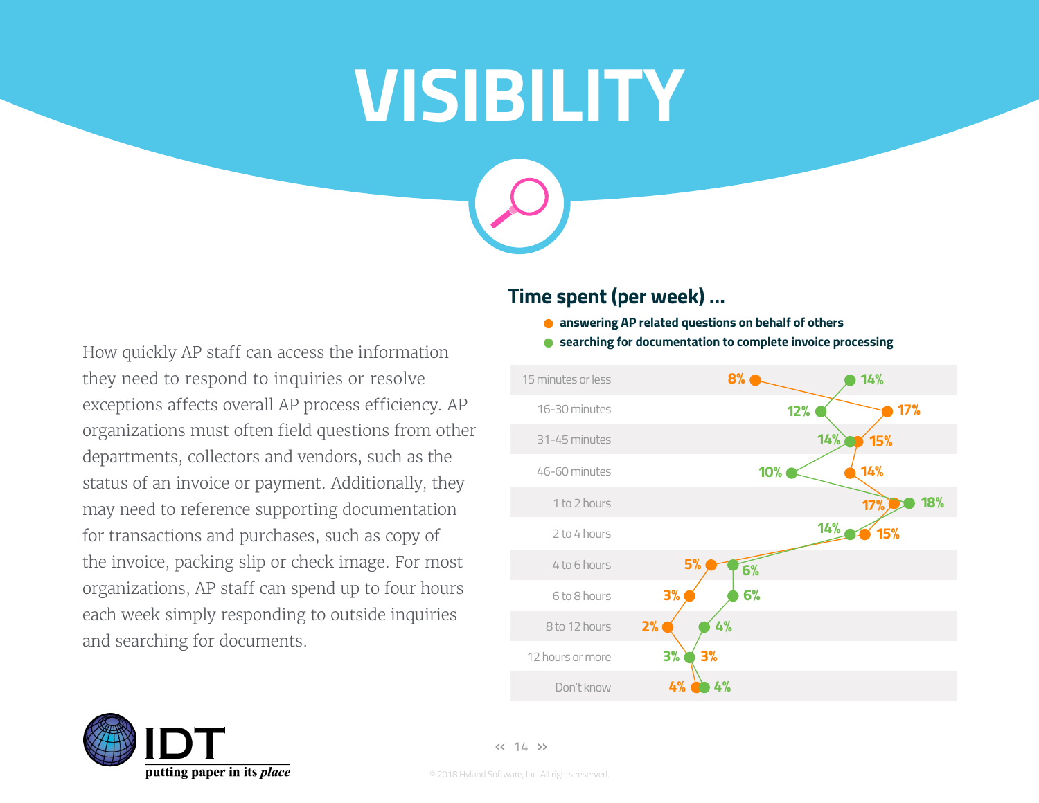# VISIBILITY

How quickly AP staff can access the information they need to respond to inquiries or resolve exceptions affects overall AP process efficiency. AP organizations must often field questions from other departments, collectors and vendors, such as the status of an invoice or payment. Additionally, they may need to reference supporting documentation for transactions and purchases, such as copy of the invoice, packing slip or check image. For most organizations, AP staff can spend up to four hours each week simply responding to outside inquiries and searching for documents.

## Time spent (per week) ...

- answering AP related questions on behalf of others
- searching for documentation to complete invoice processing

| Time spent | Answering AP related questions on behalf of others | Searching for documentation to complete invoice processing |
|---|---|---|
| 15 minutes or less | 8% | 14% |
| 16-30 minutes | 17% | 12% |
| 31-45 minutes | 15% | 14% |
| 46-60 minutes | 14% | 10% |
| 1 to 2 hours | 17% | 18% |
| 2 to 4 hours | 15% | 14% |
| 4 to 6 hours | 5% | 6% |
| 6 to 8 hours | 3% | 6% |
| 8 to 12 hours | 2% | 4% |
| 12 hours or more | 3% | 3% |
| Don't know | 4% | 4% |

IDT putting paper in its *place*

© 2018 Hyland Software, Inc. All rights reserved.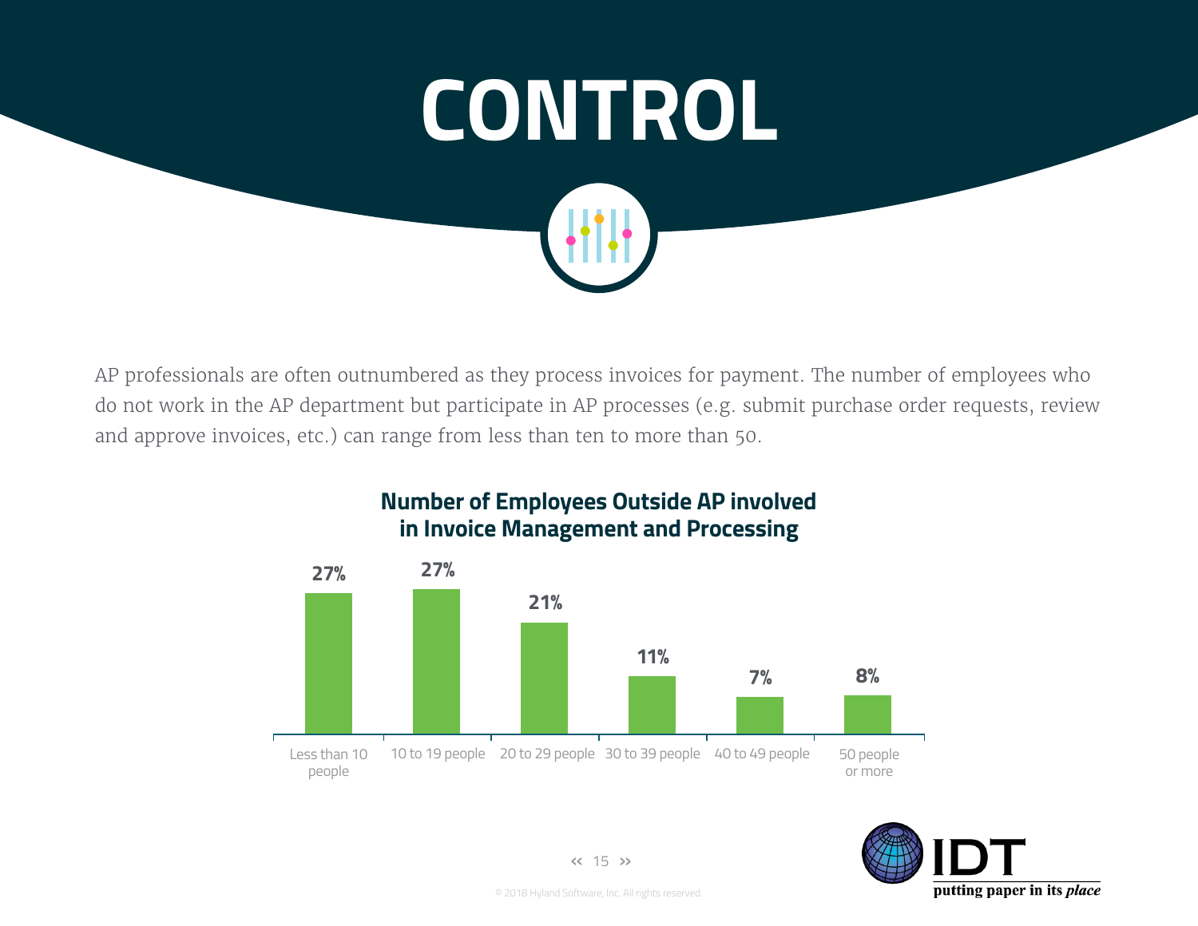# CONTROL

AP professionals are often outnumbered as they process invoices for payment. The number of employees who do not work in the AP department but participate in AP processes (e.g. submit purchase order requests, review and approve invoices, etc.) can range from less than ten to more than 50.

**Number of Employees Outside AP involved in Invoice Management and Processing**

| Number of employees | Percentage |
|---|---|
| Less than 10 people | 27% |
| 10 to 19 people | 27% |
| 20 to 29 people | 21% |
| 30 to 39 people | 11% |
| 40 to 49 people | 7% |
| 50 people or more | 8% |

© 2018 Hyland Software, Inc. All rights reserved.

IDT
putting paper in its *place*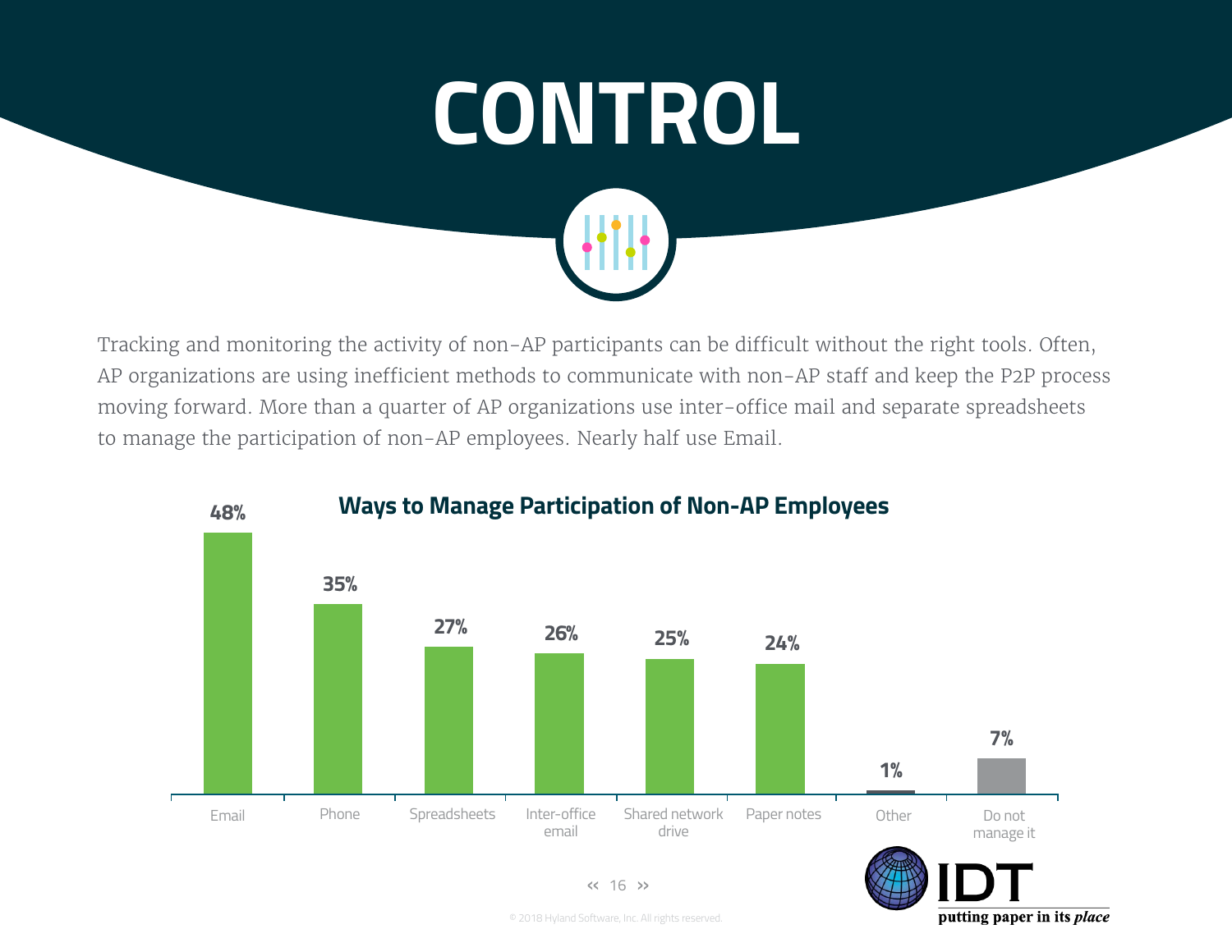# CONTROL

Tracking and monitoring the activity of non-AP participants can be difficult without the right tools. Often, AP organizations are using inefficient methods to communicate with non-AP staff and keep the P2P process moving forward. More than a quarter of AP organizations use inter-office mail and separate spreadsheets to manage the participation of non-AP employees. Nearly half use Email.

## Ways to Manage Participation of Non-AP Employees

| Method | Percentage |
|---|---|
| Email | 48% |
| Phone | 35% |
| Spreadsheets | 27% |
| Inter-office email | 26% |
| Shared network drive | 25% |
| Paper notes | 24% |
| Other | 1% |
| Do not manage it | 7% |

IDT putting paper in its *place*

© 2018 Hyland Software, Inc. All rights reserved.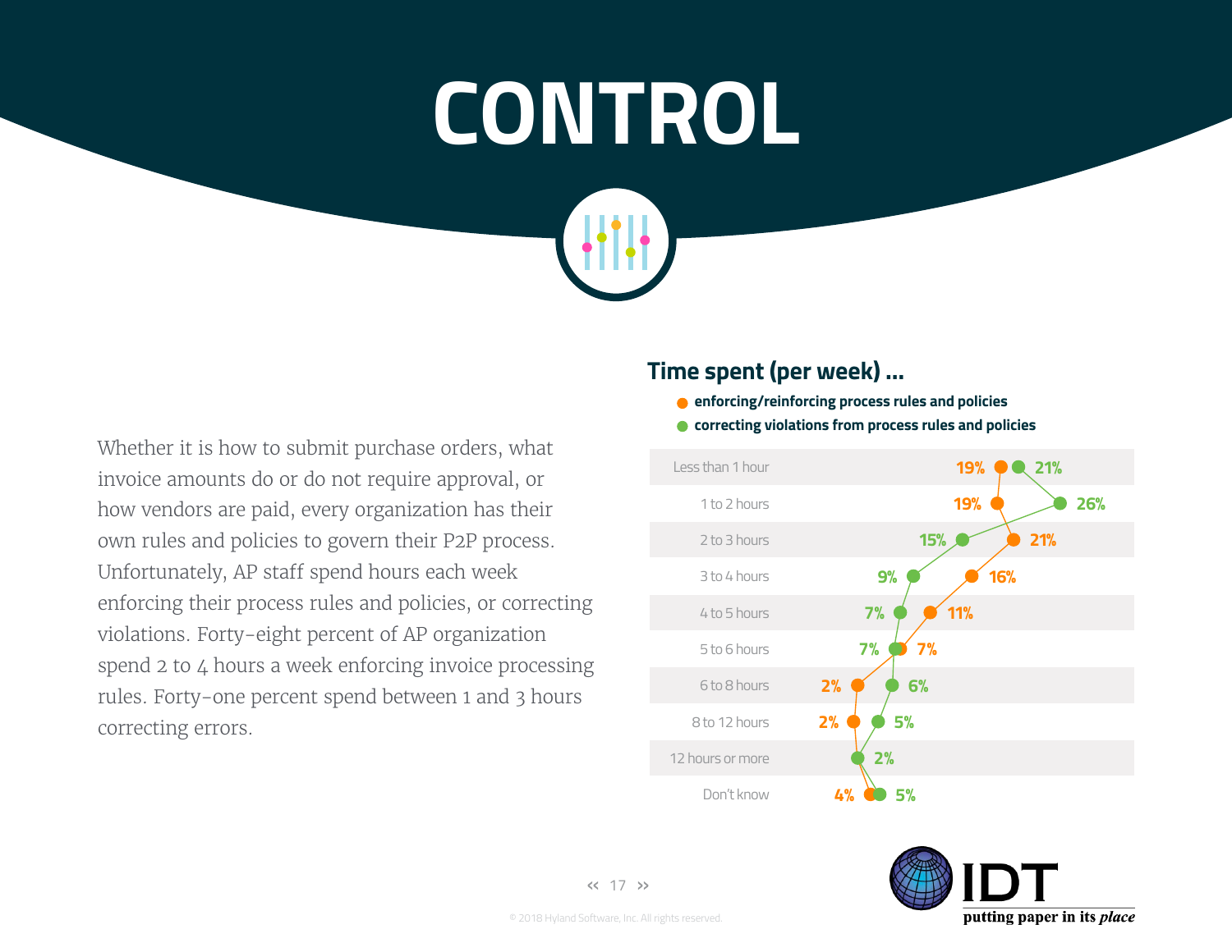# CONTROL

Whether it is how to submit purchase orders, what invoice amounts do or do not require approval, or how vendors are paid, every organization has their own rules and policies to govern their P2P process. Unfortunately, AP staff spend hours each week enforcing their process rules and policies, or correcting violations. Forty-eight percent of AP organization spend 2 to 4 hours a week enforcing invoice processing rules. Forty-one percent spend between 1 and 3 hours correcting errors.

## Time spent (per week) ...

| Time spent | enforcing/reinforcing process rules and policies | correcting violations from process rules and policies |
|---|---|---|
| Less than 1 hour | 19% | 21% |
| 1 to 2 hours | 19% | 26% |
| 2 to 3 hours | 21% | 15% |
| 3 to 4 hours | 16% | 9% |
| 4 to 5 hours | 11% | 7% |
| 5 to 6 hours | 7% | 7% |
| 6 to 8 hours | 2% | 6% |
| 8 to 12 hours | 2% | 5% |
| 12 hours or more | 2% | 2% |
| Don't know | 4% | 5% |

© 2018 Hyland Software, Inc. All rights reserved.

IDT putting paper in its *place*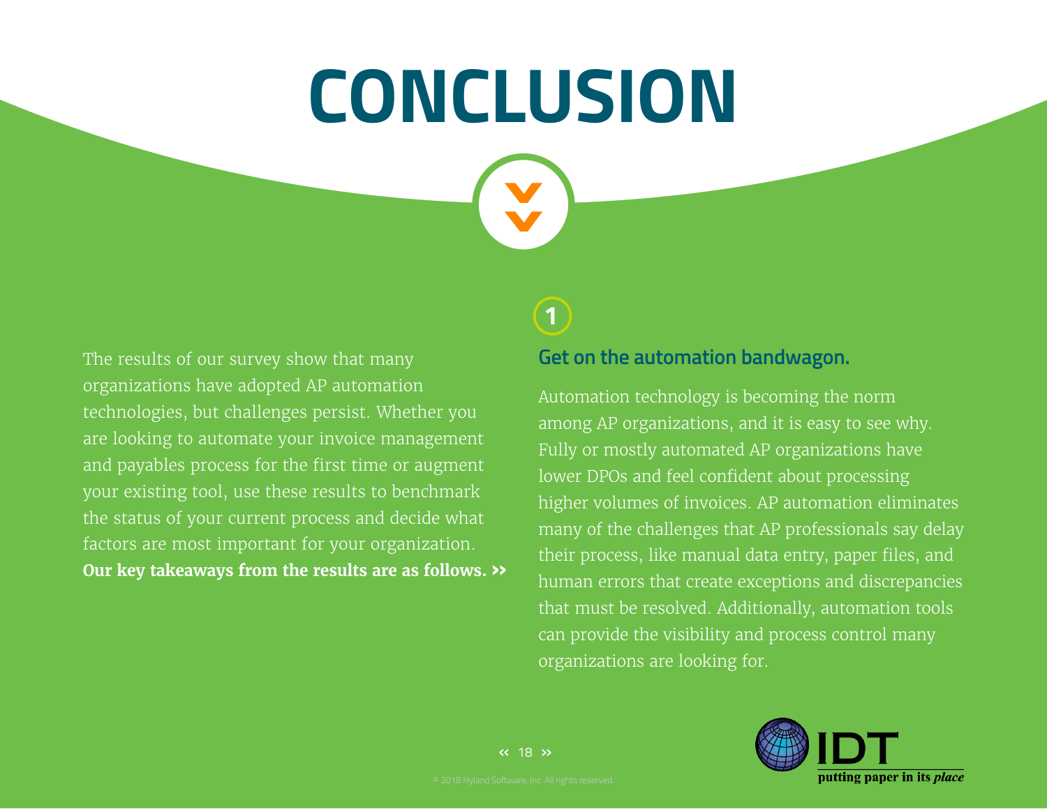# CONCLUSION

The results of our survey show that many organizations have adopted AP automation technologies, but challenges persist. Whether you are looking to automate your invoice management and payables process for the first time or augment your existing tool, use these results to benchmark the status of your current process and decide what factors are most important for your organization. **Our key takeaways from the results are as follows. ››**

1

## Get on the automation bandwagon.

Automation technology is becoming the norm among AP organizations, and it is easy to see why. Fully or mostly automated AP organizations have lower DPOs and feel confident about processing higher volumes of invoices. AP automation eliminates many of the challenges that AP professionals say delay their process, like manual data entry, paper files, and human errors that create exceptions and discrepancies that must be resolved. Additionally, automation tools can provide the visibility and process control many organizations are looking for.

© 2018 Hyland Software, Inc. All rights reserved.

IDT putting paper in its *place*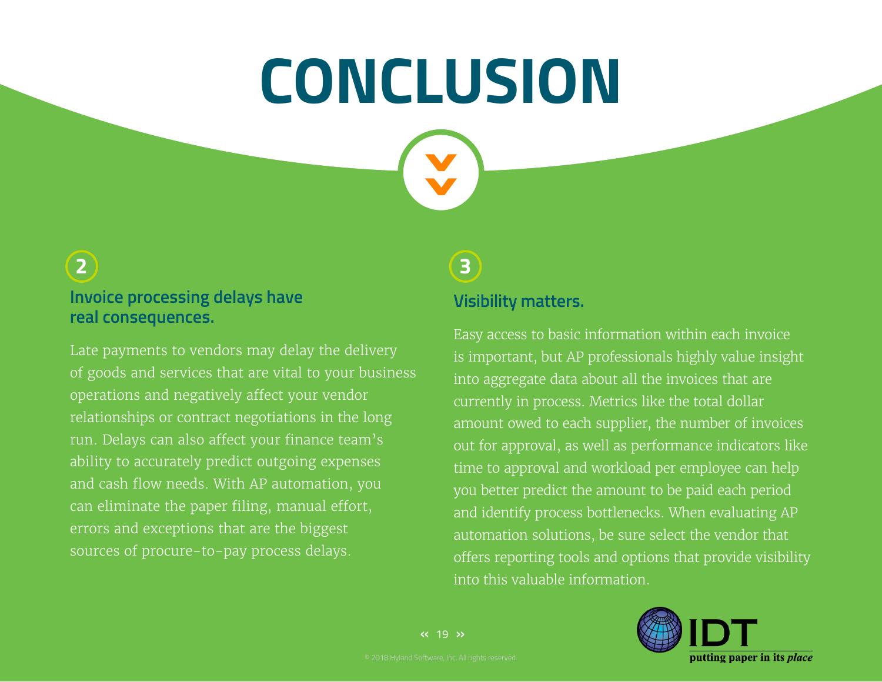# CONCLUSION

## 2

### Invoice processing delays have real consequences.

Late payments to vendors may delay the delivery of goods and services that are vital to your business operations and negatively affect your vendor relationships or contract negotiations in the long run. Delays can also affect your finance team's ability to accurately predict outgoing expenses and cash flow needs. With AP automation, you can eliminate the paper filing, manual effort, errors and exceptions that are the biggest sources of procure-to-pay process delays.

## 3

### Visibility matters.

Easy access to basic information within each invoice is important, but AP professionals highly value insight into aggregate data about all the invoices that are currently in process. Metrics like the total dollar amount owed to each supplier, the number of invoices out for approval, as well as performance indicators like time to approval and workload per employee can help you better predict the amount to be paid each period and identify process bottlenecks. When evaluating AP automation solutions, be sure select the vendor that offers reporting tools and options that provide visibility into this valuable information.

© 2018 Hyland Software, Inc. All rights reserved.

IDT putting paper in its *place*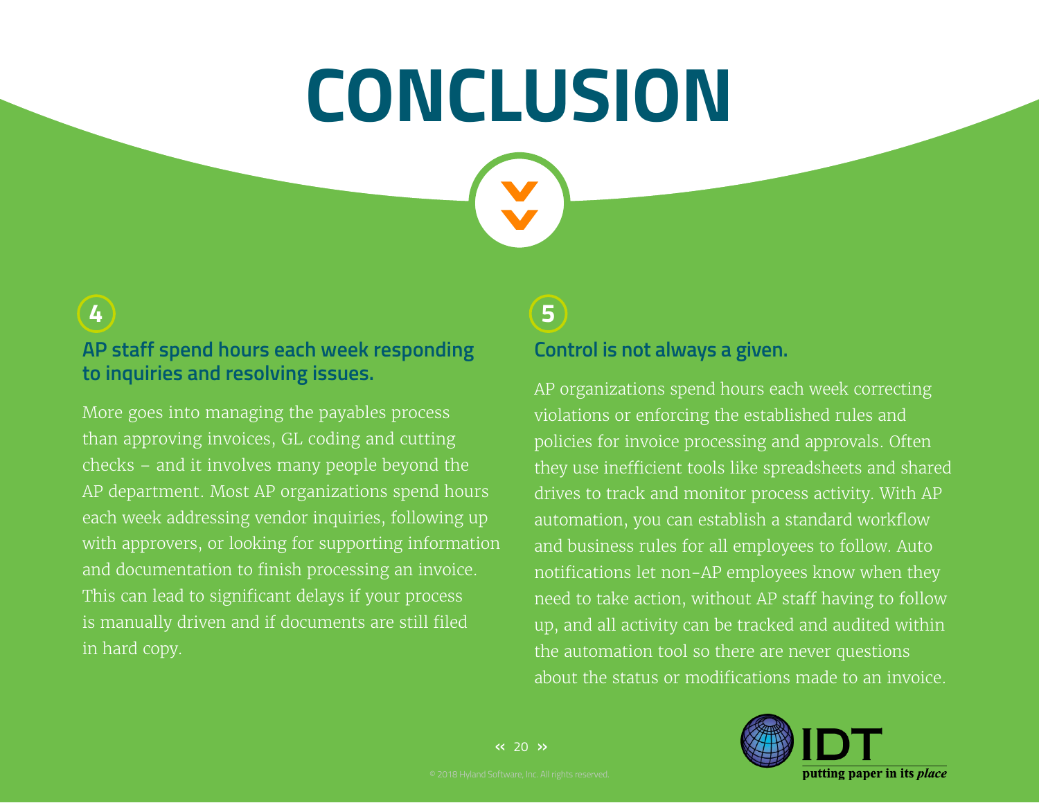# CONCLUSION

**4**

### AP staff spend hours each week responding to inquiries and resolving issues.

More goes into managing the payables process than approving invoices, GL coding and cutting checks – and it involves many people beyond the AP department. Most AP organizations spend hours each week addressing vendor inquiries, following up with approvers, or looking for supporting information and documentation to finish processing an invoice. This can lead to significant delays if your process is manually driven and if documents are still filed in hard copy.

**5**

### Control is not always a given.

AP organizations spend hours each week correcting violations or enforcing the established rules and policies for invoice processing and approvals. Often they use inefficient tools like spreadsheets and shared drives to track and monitor process activity. With AP automation, you can establish a standard workflow and business rules for all employees to follow. Auto notifications let non-AP employees know when they need to take action, without AP staff having to follow up, and all activity can be tracked and audited within the automation tool so there are never questions about the status or modifications made to an invoice.

© 2018 Hyland Software, Inc. All rights reserved.

IDT putting paper in its *place*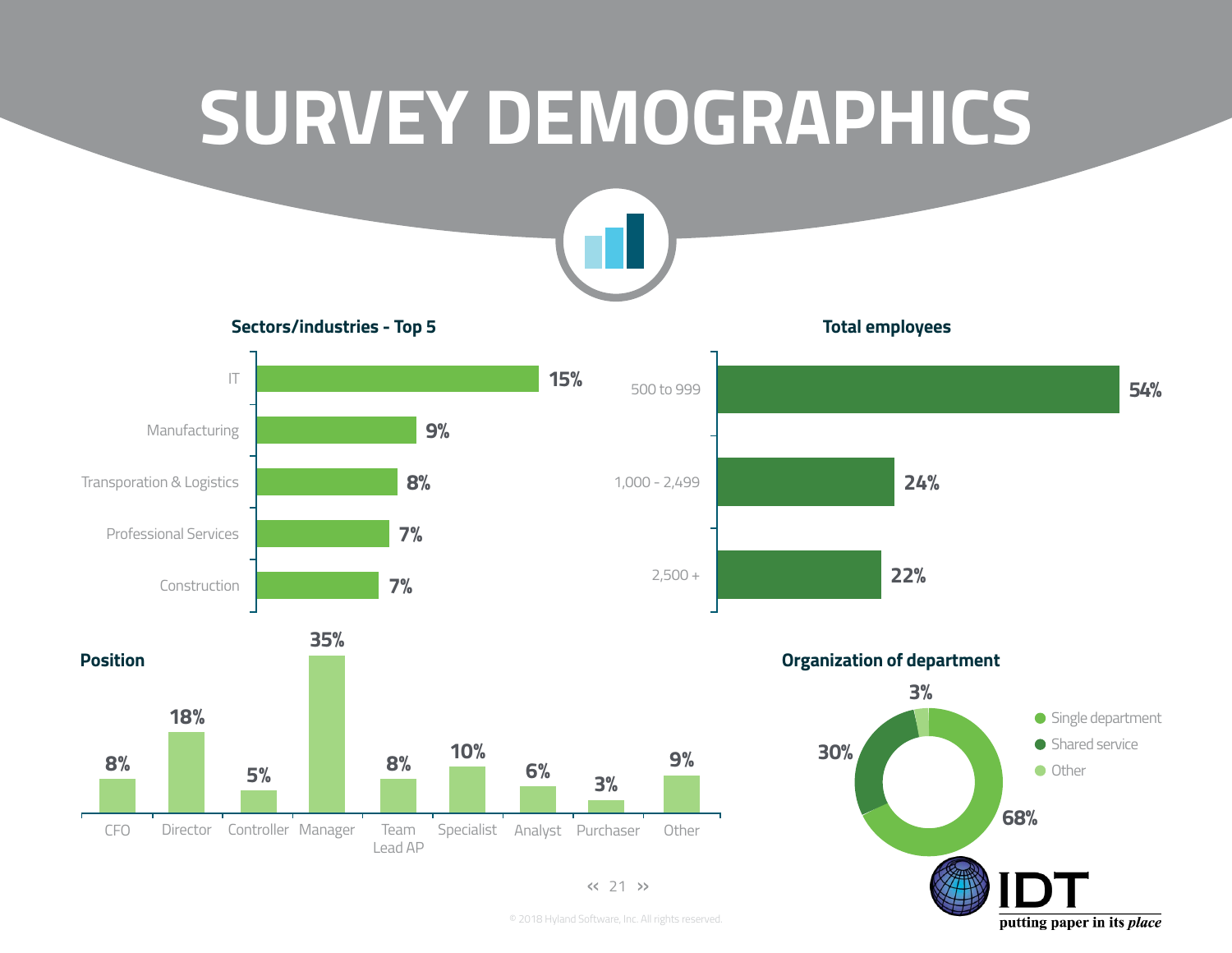# SURVEY DEMOGRAPHICS

### Sectors/industries - Top 5

| Sector | Percentage |
|---|---|
| IT | 15% |
| Manufacturing | 9% |
| Transporation & Logistics | 8% |
| Professional Services | 7% |
| Construction | 7% |

### Total employees

| Employees | Percentage |
|---|---|
| 500 to 999 | 54% |
| 1,000 - 2,499 | 24% |
| 2,500 + | 22% |

### Position

| Position | Percentage |
|---|---|
| CFO | 8% |
| Director | 18% |
| Controller | 5% |
| Manager | 35% |
| Team Lead AP | 8% |
| Specialist | 10% |
| Analyst | 6% |
| Purchaser | 3% |
| Other | 9% |

### Organization of department

| Organization | Percentage |
|---|---|
| Single department | 68% |
| Shared service | 30% |
| Other | 3% |

IDT putting paper in its *place*

© 2018 Hyland Software, Inc. All rights reserved.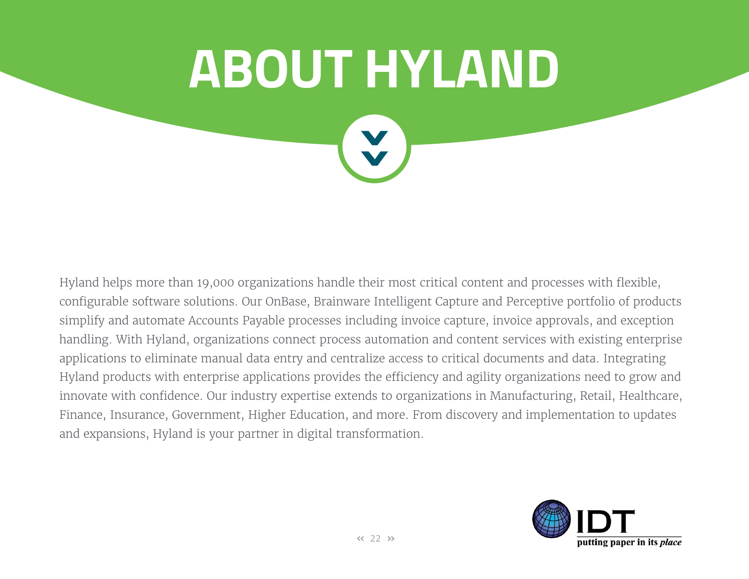# ABOUT HYLAND

Hyland helps more than 19,000 organizations handle their most critical content and processes with flexible, configurable software solutions. Our OnBase, Brainware Intelligent Capture and Perceptive portfolio of products simplify and automate Accounts Payable processes including invoice capture, invoice approvals, and exception handling. With Hyland, organizations connect process automation and content services with existing enterprise applications to eliminate manual data entry and centralize access to critical documents and data. Integrating Hyland products with enterprise applications provides the efficiency and agility organizations need to grow and innovate with confidence. Our industry expertise extends to organizations in Manufacturing, Retail, Healthcare, Finance, Insurance, Government, Higher Education, and more. From discovery and implementation to updates and expansions, Hyland is your partner in digital transformation.

IDT
putting paper in its *place*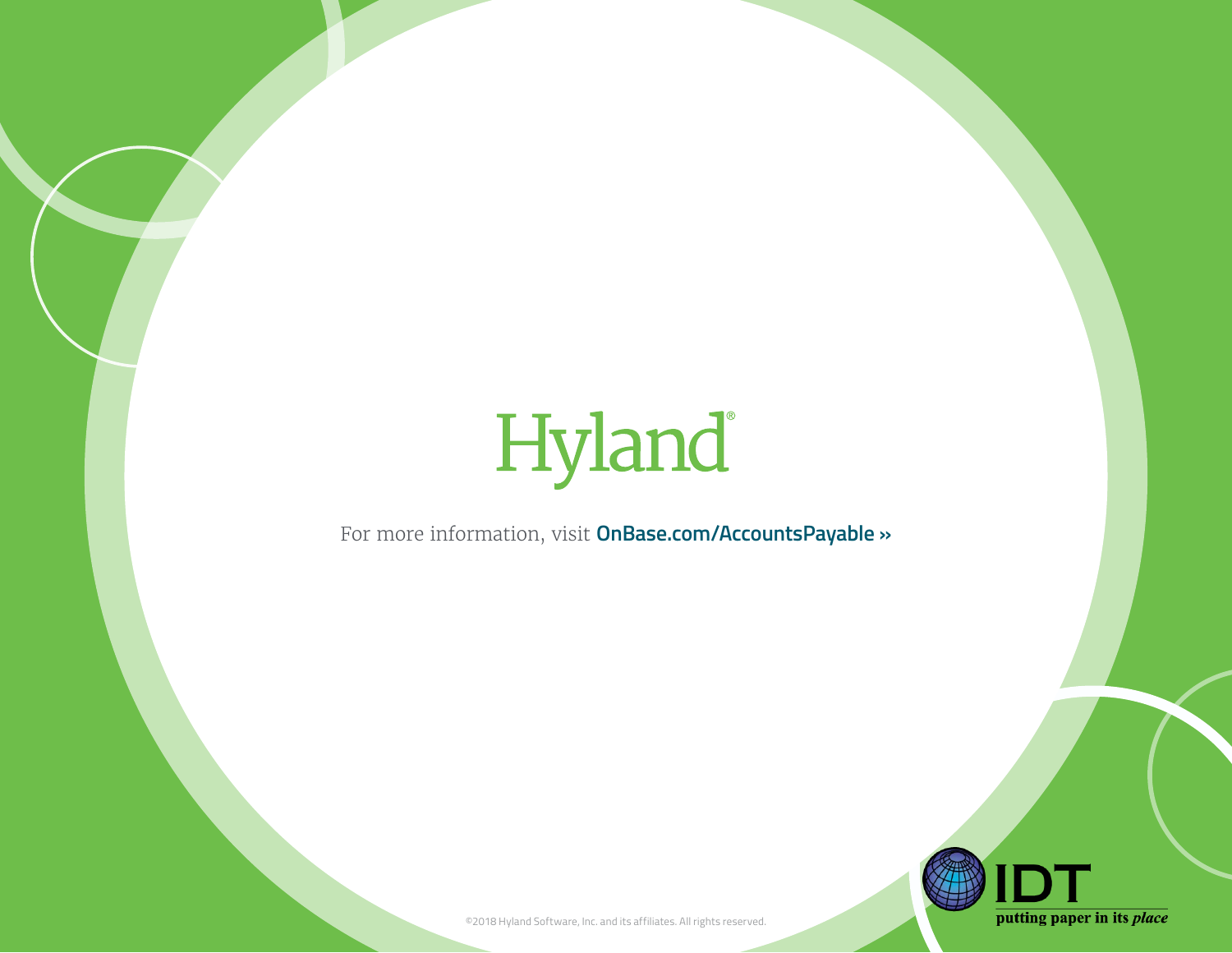Hyland®

For more information, visit **OnBase.com/AccountsPayable ››**

IDT
putting paper in its *place*

©2018 Hyland Software, Inc. and its affiliates. All rights reserved.